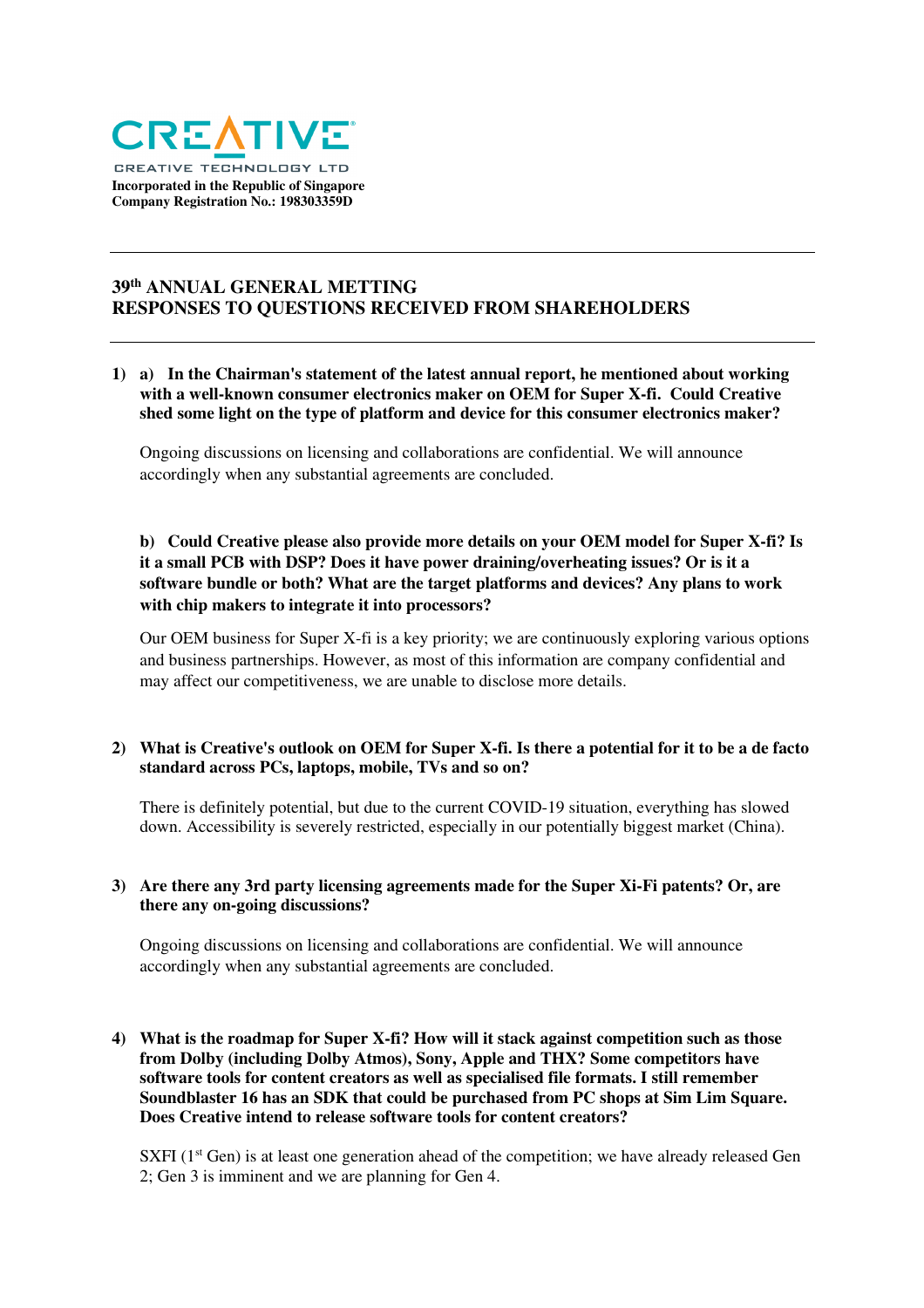**CREATIVE**

CREATIVE TECHNOLOGY LTD

**Incorporated in the Republic of Singapore**
**Company Registration No.: 198303359D**

---

## 39th ANNUAL GENERAL METTING
## RESPONSES TO QUESTIONS RECEIVED FROM SHAREHOLDERS

---

**1) a) In the Chairman's statement of the latest annual report, he mentioned about working with a well-known consumer electronics maker on OEM for Super X-fi. Could Creative shed some light on the type of platform and device for this consumer electronics maker?**

Ongoing discussions on licensing and collaborations are confidential. We will announce accordingly when any substantial agreements are concluded.

**b) Could Creative please also provide more details on your OEM model for Super X-fi? Is it a small PCB with DSP? Does it have power draining/overheating issues? Or is it a software bundle or both? What are the target platforms and devices? Any plans to work with chip makers to integrate it into processors?**

Our OEM business for Super X-fi is a key priority; we are continuously exploring various options and business partnerships. However, as most of this information are company confidential and may affect our competitiveness, we are unable to disclose more details.

**2) What is Creative's outlook on OEM for Super X-fi. Is there a potential for it to be a de facto standard across PCs, laptops, mobile, TVs and so on?**

There is definitely potential, but due to the current COVID-19 situation, everything has slowed down. Accessibility is severely restricted, especially in our potentially biggest market (China).

**3) Are there any 3rd party licensing agreements made for the Super Xi-Fi patents? Or, are there any on-going discussions?**

Ongoing discussions on licensing and collaborations are confidential. We will announce accordingly when any substantial agreements are concluded.

**4) What is the roadmap for Super X-fi? How will it stack against competition such as those from Dolby (including Dolby Atmos), Sony, Apple and THX? Some competitors have software tools for content creators as well as specialised file formats. I still remember Soundblaster 16 has an SDK that could be purchased from PC shops at Sim Lim Square. Does Creative intend to release software tools for content creators?**

SXFI (1st Gen) is at least one generation ahead of the competition; we have already released Gen 2; Gen 3 is imminent and we are planning for Gen 4.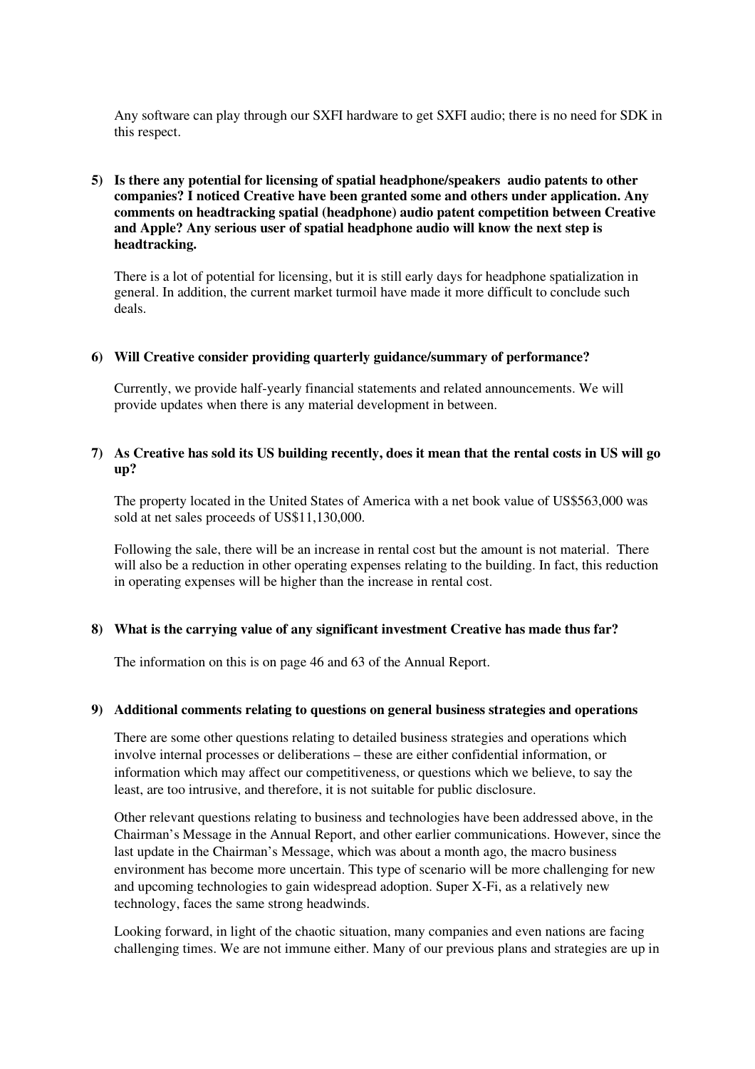Any software can play through our SXFI hardware to get SXFI audio; there is no need for SDK in this respect.

5) **Is there any potential for licensing of spatial headphone/speakers audio patents to other companies? I noticed Creative have been granted some and others under application. Any comments on headtracking spatial (headphone) audio patent competition between Creative and Apple? Any serious user of spatial headphone audio will know the next step is headtracking.**

   There is a lot of potential for licensing, but it is still early days for headphone spatialization in general. In addition, the current market turmoil have made it more difficult to conclude such deals.

6) **Will Creative consider providing quarterly guidance/summary of performance?**

   Currently, we provide half-yearly financial statements and related announcements. We will provide updates when there is any material development in between.

7) **As Creative has sold its US building recently, does it mean that the rental costs in US will go up?**

   The property located in the United States of America with a net book value of US$563,000 was sold at net sales proceeds of US$11,130,000.

   Following the sale, there will be an increase in rental cost but the amount is not material. There will also be a reduction in other operating expenses relating to the building. In fact, this reduction in operating expenses will be higher than the increase in rental cost.

8) **What is the carrying value of any significant investment Creative has made thus far?**

   The information on this is on page 46 and 63 of the Annual Report.

9) **Additional comments relating to questions on general business strategies and operations**

   There are some other questions relating to detailed business strategies and operations which involve internal processes or deliberations – these are either confidential information, or information which may affect our competitiveness, or questions which we believe, to say the least, are too intrusive, and therefore, it is not suitable for public disclosure.

   Other relevant questions relating to business and technologies have been addressed above, in the Chairman's Message in the Annual Report, and other earlier communications. However, since the last update in the Chairman's Message, which was about a month ago, the macro business environment has become more uncertain. This type of scenario will be more challenging for new and upcoming technologies to gain widespread adoption. Super X-Fi, as a relatively new technology, faces the same strong headwinds.

   Looking forward, in light of the chaotic situation, many companies and even nations are facing challenging times. We are not immune either. Many of our previous plans and strategies are up in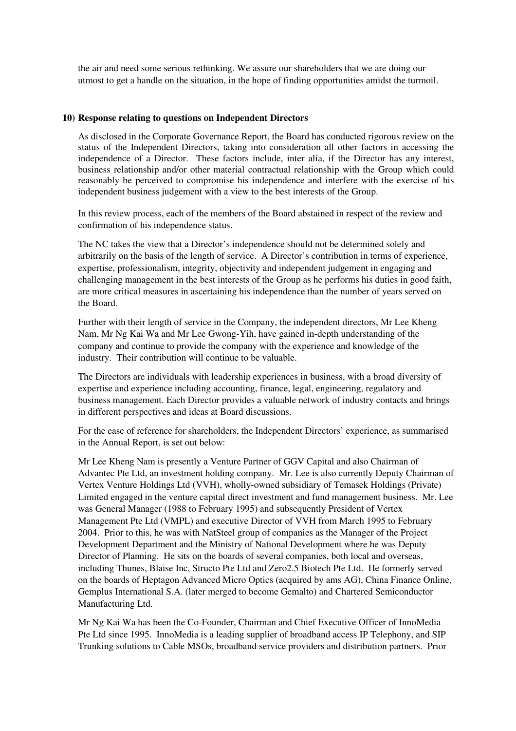the air and need some serious rethinking. We assure our shareholders that we are doing our utmost to get a handle on the situation, in the hope of finding opportunities amidst the turmoil.

**10) Response relating to questions on Independent Directors**

As disclosed in the Corporate Governance Report, the Board has conducted rigorous review on the status of the Independent Directors, taking into consideration all other factors in accessing the independence of a Director. These factors include, inter alia, if the Director has any interest, business relationship and/or other material contractual relationship with the Group which could reasonably be perceived to compromise his independence and interfere with the exercise of his independent business judgement with a view to the best interests of the Group.

In this review process, each of the members of the Board abstained in respect of the review and confirmation of his independence status.

The NC takes the view that a Director's independence should not be determined solely and arbitrarily on the basis of the length of service. A Director's contribution in terms of experience, expertise, professionalism, integrity, objectivity and independent judgement in engaging and challenging management in the best interests of the Group as he performs his duties in good faith, are more critical measures in ascertaining his independence than the number of years served on the Board.

Further with their length of service in the Company, the independent directors, Mr Lee Kheng Nam, Mr Ng Kai Wa and Mr Lee Gwong-Yih, have gained in-depth understanding of the company and continue to provide the company with the experience and knowledge of the industry. Their contribution will continue to be valuable.

The Directors are individuals with leadership experiences in business, with a broad diversity of expertise and experience including accounting, finance, legal, engineering, regulatory and business management. Each Director provides a valuable network of industry contacts and brings in different perspectives and ideas at Board discussions.

For the ease of reference for shareholders, the Independent Directors' experience, as summarised in the Annual Report, is set out below:

Mr Lee Kheng Nam is presently a Venture Partner of GGV Capital and also Chairman of Advantec Pte Ltd, an investment holding company. Mr. Lee is also currently Deputy Chairman of Vertex Venture Holdings Ltd (VVH), wholly-owned subsidiary of Temasek Holdings (Private) Limited engaged in the venture capital direct investment and fund management business. Mr. Lee was General Manager (1988 to February 1995) and subsequently President of Vertex Management Pte Ltd (VMPL) and executive Director of VVH from March 1995 to February 2004. Prior to this, he was with NatSteel group of companies as the Manager of the Project Development Department and the Ministry of National Development where he was Deputy Director of Planning. He sits on the boards of several companies, both local and overseas, including Thunes, Blaise Inc, Structo Pte Ltd and Zero2.5 Biotech Pte Ltd. He formerly served on the boards of Heptagon Advanced Micro Optics (acquired by ams AG), China Finance Online, Gemplus International S.A. (later merged to become Gemalto) and Chartered Semiconductor Manufacturing Ltd.

Mr Ng Kai Wa has been the Co-Founder, Chairman and Chief Executive Officer of InnoMedia Pte Ltd since 1995. InnoMedia is a leading supplier of broadband access IP Telephony, and SIP Trunking solutions to Cable MSOs, broadband service providers and distribution partners. Prior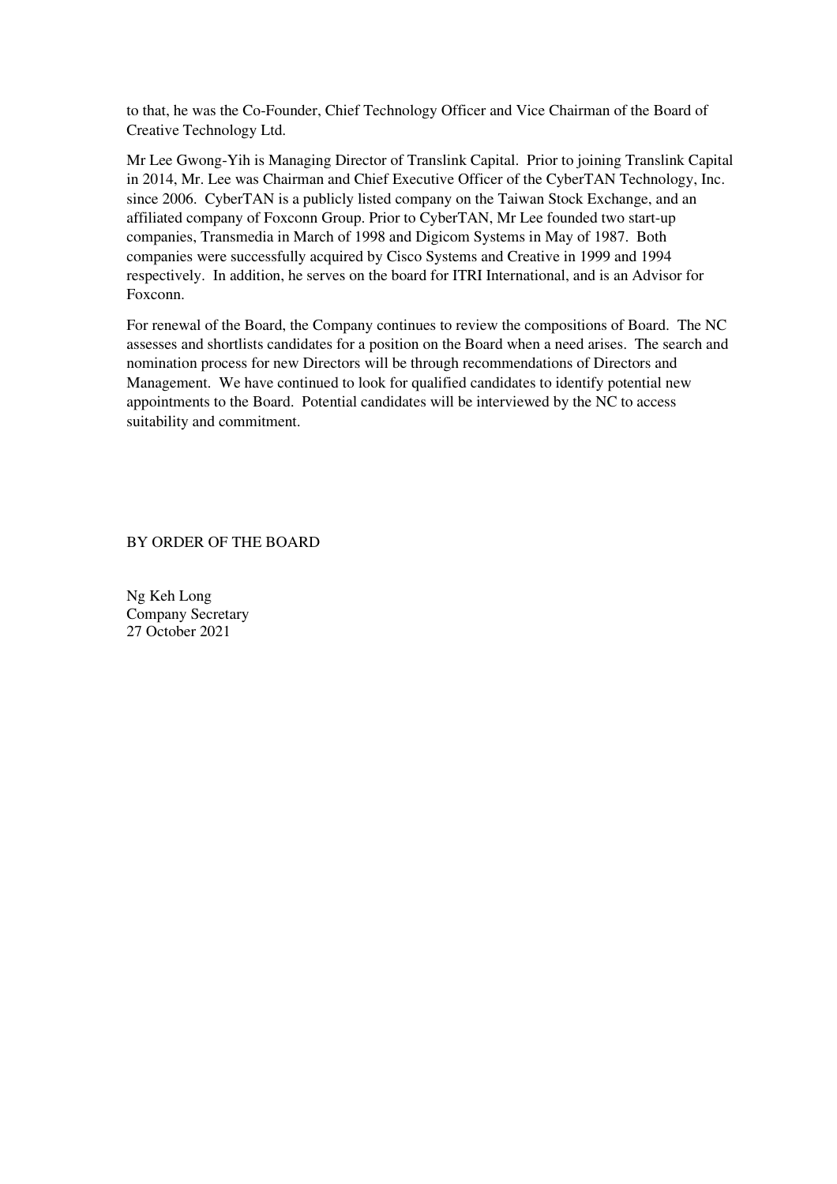to that, he was the Co-Founder, Chief Technology Officer and Vice Chairman of the Board of Creative Technology Ltd.

Mr Lee Gwong-Yih is Managing Director of Translink Capital. Prior to joining Translink Capital in 2014, Mr. Lee was Chairman and Chief Executive Officer of the CyberTAN Technology, Inc. since 2006. CyberTAN is a publicly listed company on the Taiwan Stock Exchange, and an affiliated company of Foxconn Group. Prior to CyberTAN, Mr Lee founded two start-up companies, Transmedia in March of 1998 and Digicom Systems in May of 1987. Both companies were successfully acquired by Cisco Systems and Creative in 1999 and 1994 respectively. In addition, he serves on the board for ITRI International, and is an Advisor for Foxconn.

For renewal of the Board, the Company continues to review the compositions of Board. The NC assesses and shortlists candidates for a position on the Board when a need arises. The search and nomination process for new Directors will be through recommendations of Directors and Management. We have continued to look for qualified candidates to identify potential new appointments to the Board. Potential candidates will be interviewed by the NC to access suitability and commitment.

BY ORDER OF THE BOARD

Ng Keh Long
Company Secretary
27 October 2021